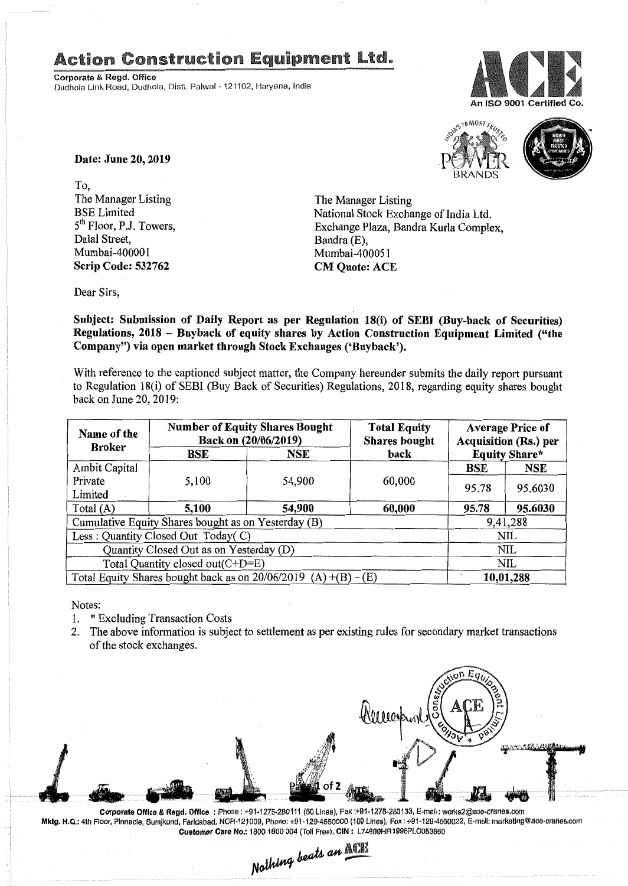# Action Construction Equipment Ltd.

**Corporate & Regd. Office**
Dudhola Link Road, Dudhola, Distt. Palwal - 121102, Haryana, India

An ISO 9001 Certified Co.

**Date: June 20, 2019**

To,
The Manager Listing
BSE Limited
5th Floor, P.J. Towers,
Dalal Street,
Mumbai-400001
**Scrip Code: 532762**

The Manager Listing
National Stock Exchange of India Ltd.
Exchange Plaza, Bandra Kurla Complex,
Bandra (E),
Mumbai-400051
**CM Quote: ACE**

Dear Sirs,

**Subject: Submission of Daily Report as per Regulation 18(i) of SEBI (Buy-back of Securities) Regulations, 2018 – Buyback of equity shares by Action Construction Equipment Limited ("the Company") via open market through Stock Exchanges ('Buyback').**

With reference to the captioned subject matter, the Company hereunder submits the daily report pursuant to Regulation 18(i) of SEBI (Buy Back of Securities) Regulations, 2018, regarding equity shares bought back on June 20, 2019:

| Name of the Broker | Number of Equity Shares Bought Back on (20/06/2019) | | Total Equity Shares bought back | Average Price of Acquisition (Rs.) per Equity Share* | |
|---|---|---|---|---|---|
| | BSE | NSE | | BSE | NSE |
| Ambit Capital Private Limited | 5,100 | 54,900 | 60,000 | 95.78 | 95.6030 |
| Total (A) | **5,100** | **54,900** | **60,000** | **95.78** | **95.6030** |
| Cumulative Equity Shares bought as on Yesterday (B) | | | | 9,41,288 | |
| Less : Quantity Closed Out Today( C) | | | | NIL | |
| Quantity Closed Out as on Yesterday (D) | | | | NIL | |
| Total Quantity closed out(C+D=E) | | | | NIL | |
| Total Equity Shares bought back as on 20/06/2019 (A) +(B) – (E) | | | | **10,01,288** | |

Notes:

1. * Excluding Transaction Costs
2. The above information is subject to settlement as per existing rules for secondary market transactions of the stock exchanges.

**Corporate Office & Regd. Office** : Phone : +91-1275-280111 (50 Lines), Fax :+91-1275-280133, E-mail : works2@ace-cranes.com
**Mktg. H.Q.:** 4th Floor, Pinnacle, Surajkund, Faridabad, NCR-121009, Phone: +91-129-4550000 (100 Lines), Fax : +91-129-4550022, E-mail: marketing@ace-cranes.com
**Customer Care No.:** 1800 1800 004 (Toll Free), **CIN :** L74899HR1995PLC053860

*Nothing beats an ACE*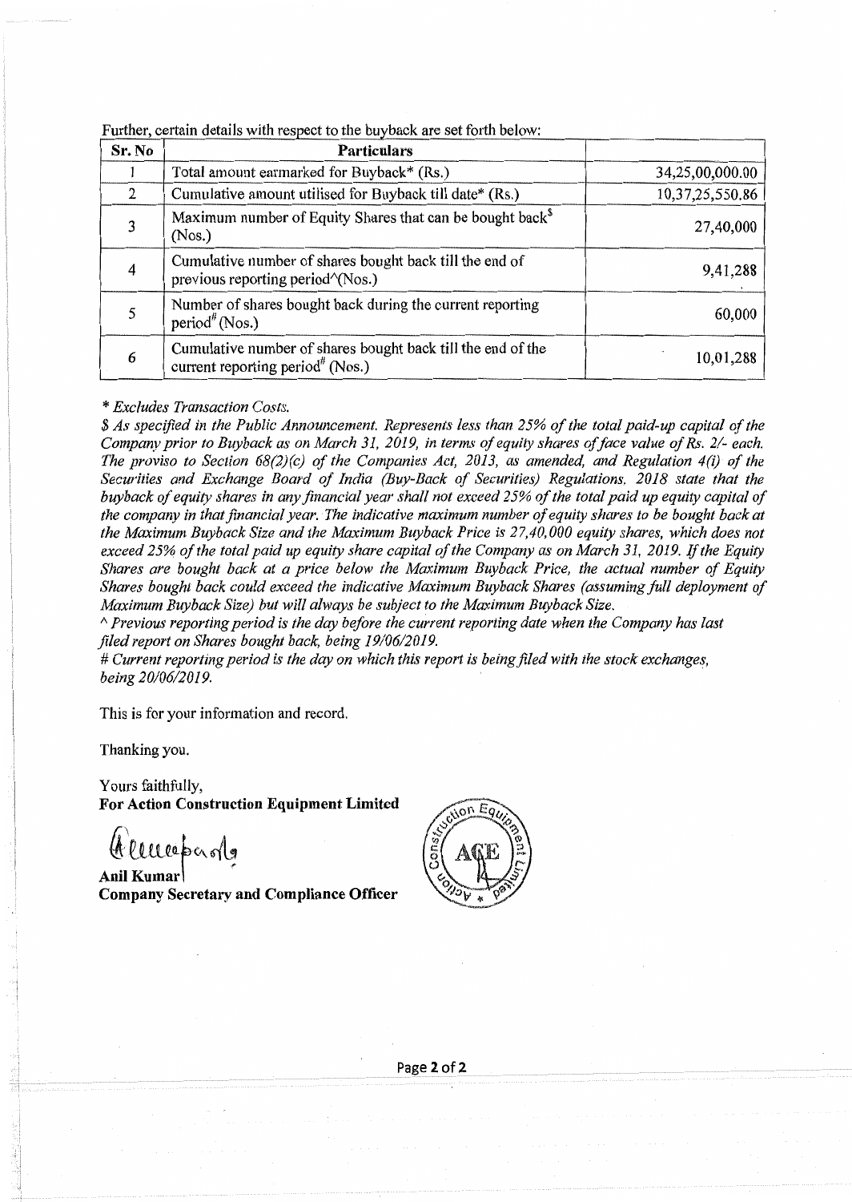Further, certain details with respect to the buyback are set forth below:

| Sr. No | Particulars | |
|---|---|---|
| 1 | Total amount earmarked for Buyback* (Rs.) | 34,25,00,000.00 |
| 2 | Cumulative amount utilised for Buyback till date* (Rs.) | 10,37,25,550.86 |
| 3 | Maximum number of Equity Shares that can be bought back$ (Nos.) | 27,40,000 |
| 4 | Cumulative number of shares bought back till the end of previous reporting period^(Nos.) | 9,41,288 |
| 5 | Number of shares bought back during the current reporting period# (Nos.) | 60,000 |
| 6 | Cumulative number of shares bought back till the end of the current reporting period# (Nos.) | 10,01,288 |

*\* Excludes Transaction Costs.*

*$ As specified in the Public Announcement. Represents less than 25% of the total paid-up capital of the Company prior to Buyback as on March 31, 2019, in terms of equity shares of face value of Rs. 2/- each. The proviso to Section 68(2)(c) of the Companies Act, 2013, as amended, and Regulation 4(i) of the Securities and Exchange Board of India (Buy-Back of Securities) Regulations, 2018 state that the buyback of equity shares in any financial year shall not exceed 25% of the total paid up equity capital of the company in that financial year. The indicative maximum number of equity shares to be bought back at the Maximum Buyback Size and the Maximum Buyback Price is 27,40,000 equity shares, which does not exceed 25% of the total paid up equity share capital of the Company as on March 31, 2019. If the Equity Shares are bought back at a price below the Maximum Buyback Price, the actual number of Equity Shares bought back could exceed the indicative Maximum Buyback Shares (assuming full deployment of Maximum Buyback Size) but will always be subject to the Maximum Buyback Size.*

*^ Previous reporting period is the day before the current reporting date when the Company has last filed report on Shares bought back, being 19/06/2019.*

*# Current reporting period is the day on which this report is being filed with the stock exchanges, being 20/06/2019.*

This is for your information and record.

Thanking you.

Yours faithfully,
**For Action Construction Equipment Limited**

**Anil Kumar**
**Company Secretary and Compliance Officer**